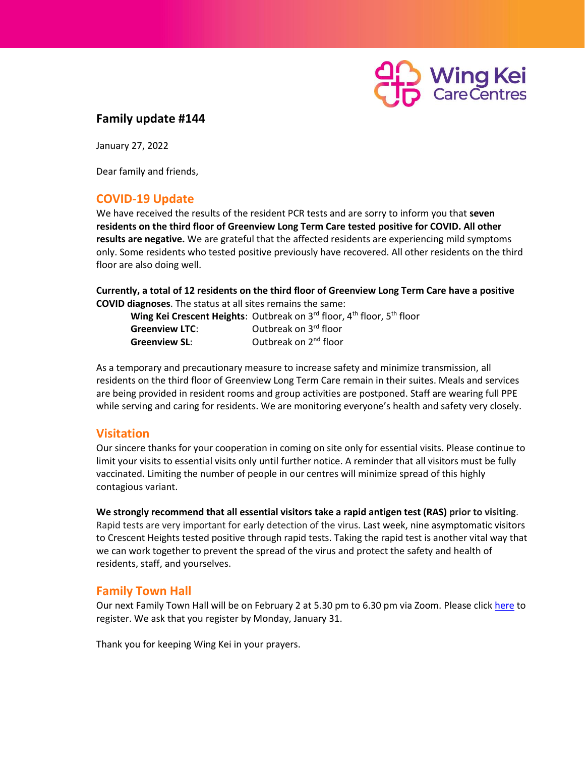## Family update #144

January 27, 2022

Dear family and friends,

### COVID-19 Update

We have received the results of the resident PCR tests and are sorry to inform you that **seven residents on the third floor of Greenview Long Term Care tested positive for COVID. All other results are negative.** We are grateful that the affected residents are experiencing mild symptoms only. Some residents who tested positive previously have recovered. All other residents on the third floor are also doing well.

**Currently, a total of 12 residents on the third floor of Greenview Long Term Care have a positive COVID diagnoses**. The status at all sites remains the same:

| | |
|---|---|
| **Wing Kei Crescent Heights**: | Outbreak on 3rd floor, 4th floor, 5th floor |
| **Greenview LTC**: | Outbreak on 3rd floor |
| **Greenview SL**: | Outbreak on 2nd floor |

As a temporary and precautionary measure to increase safety and minimize transmission, all residents on the third floor of Greenview Long Term Care remain in their suites. Meals and services are being provided in resident rooms and group activities are postponed. Staff are wearing full PPE while serving and caring for residents. We are monitoring everyone's health and safety very closely.

### Visitation

Our sincere thanks for your cooperation in coming on site only for essential visits. Please continue to limit your visits to essential visits only until further notice. A reminder that all visitors must be fully vaccinated. Limiting the number of people in our centres will minimize spread of this highly contagious variant.

**We strongly recommend that all essential visitors take a rapid antigen test (RAS) prior to visiting**. Rapid tests are very important for early detection of the virus. Last week, nine asymptomatic visitors to Crescent Heights tested positive through rapid tests. Taking the rapid test is another vital way that we can work together to prevent the spread of the virus and protect the safety and health of residents, staff, and yourselves.

### Family Town Hall

Our next Family Town Hall will be on February 2 at 5.30 pm to 6.30 pm via Zoom. Please click here to register. We ask that you register by Monday, January 31.

Thank you for keeping Wing Kei in your prayers.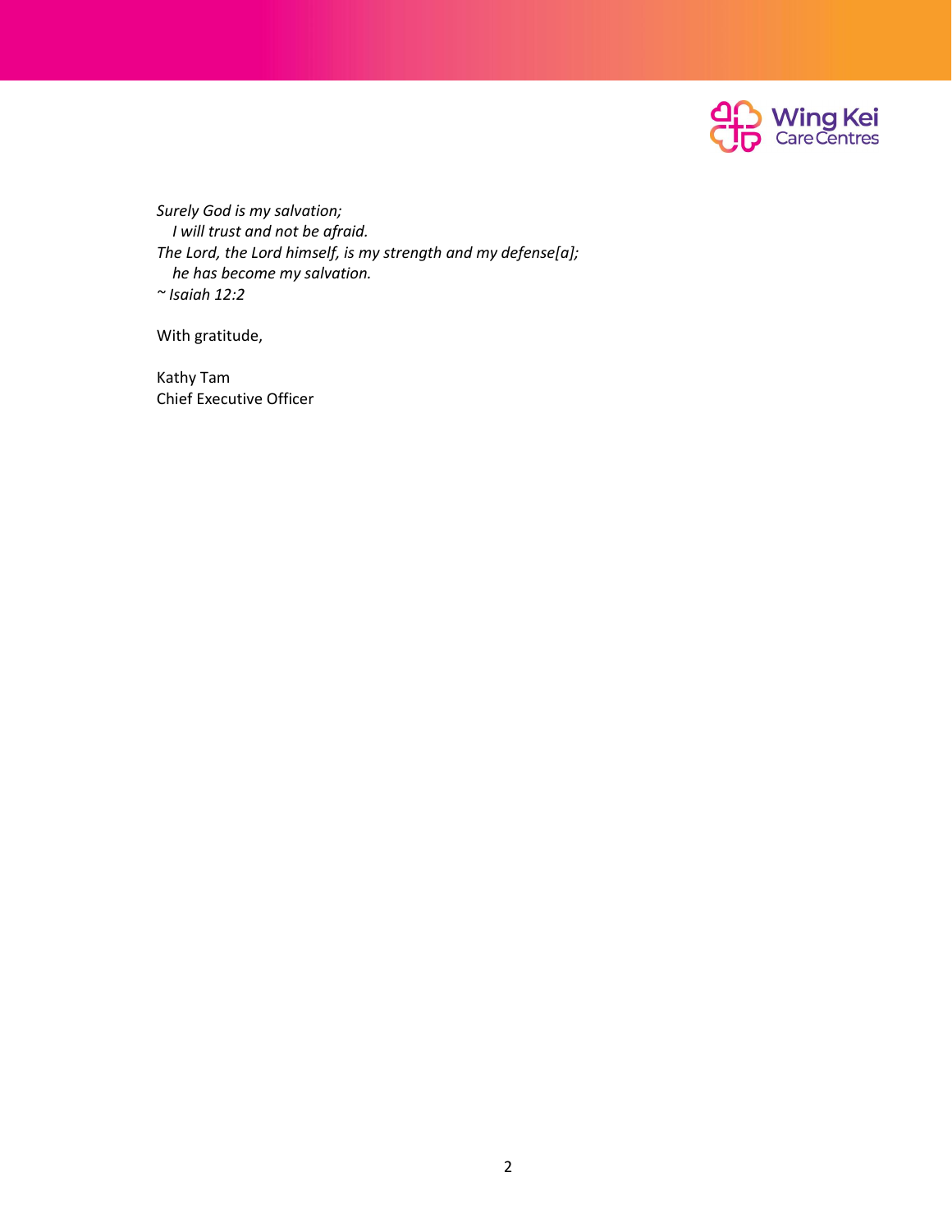*Surely God is my salvation;*
*I will trust and not be afraid.*
*The Lord, the Lord himself, is my strength and my defense[a];*
*he has become my salvation.*
*~ Isaiah 12:2*

With gratitude,

Kathy Tam
Chief Executive Officer